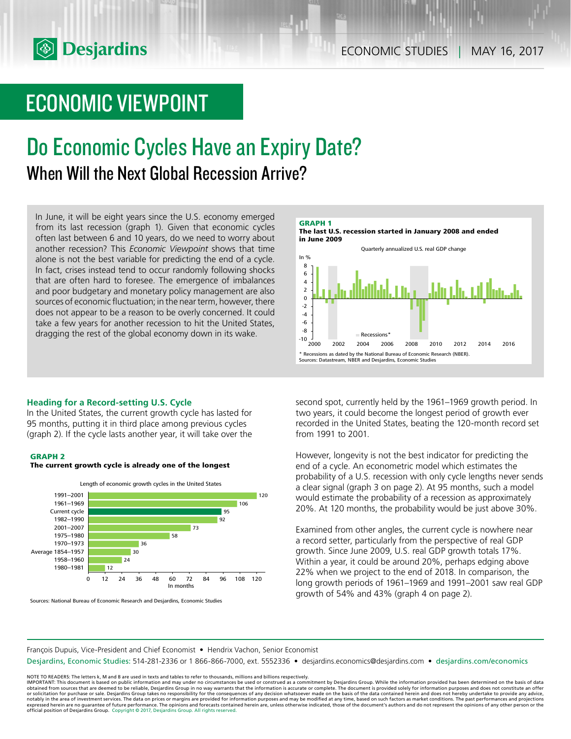# ECONOMIC VIEWPOINT

# Do Economic Cycles Have an Expiry Date?

## When Will the Next Global Recession Arrive?

In June, it will be eight years since the U.S. economy emerged from its last recession (graph 1). Given that economic cycles often last between 6 and 10 years, do we need to worry about another recession? This *Economic Viewpoint* shows that time alone is not the best variable for predicting the end of a cycle. In fact, crises instead tend to occur randomly following shocks that are often hard to foresee. The emergence of imbalances and poor budgetary and monetary policy management are also sources of economic fluctuation; in the near term, however, there does not appear to be a reason to be overly concerned. It could take a few years for another recession to hit the United States, dragging the rest of the global economy down in its wake.

**GRAPH 1**
**The last U.S. recession started in January 2008 and ended in June 2009**

Quarterly annualized U.S. real GDP change

\* Recessions as dated by the National Bureau of Economic Research (NBER).
Sources: Datastream, NBER and Desjardins, Economic Studies

### Heading for a Record-setting U.S. Cycle

In the United States, the current growth cycle has lasted for 95 months, putting it in third place among previous cycles (graph 2). If the cycle lasts another year, it will take over the second spot, currently held by the 1961–1969 growth period. In two years, it could become the longest period of growth ever recorded in the United States, beating the 120-month record set from 1991 to 2001.

**GRAPH 2**
**The current growth cycle is already one of the longest**

Length of economic growth cycles in the United States

| Cycle | In months |
|---|---|
| 1991–2001 | 120 |
| 1961–1969 | 106 |
| Current cycle | 95 |
| 1982–1990 | 92 |
| 2001–2007 | 73 |
| 1975–1980 | 58 |
| 1970–1973 | 36 |
| Average 1854–1957 | 30 |
| 1958–1960 | 24 |
| 1980–1981 | 12 |

Sources: National Bureau of Economic Research and Desjardins, Economic Studies

However, longevity is not the best indicator for predicting the end of a cycle. An econometric model which estimates the probability of a U.S. recession with only cycle lengths never sends a clear signal (graph 3 on page 2). At 95 months, such a model would estimate the probability of a recession as approximately 20%. At 120 months, the probability would be just above 30%.

Examined from other angles, the current cycle is nowhere near a record setter, particularly from the perspective of real GDP growth. Since June 2009, U.S. real GDP growth totals 17%. Within a year, it could be around 20%, perhaps edging above 22% when we project to the end of 2018. In comparison, the long growth periods of 1961–1969 and 1991–2001 saw real GDP growth of 54% and 43% (graph 4 on page 2).

François Dupuis, Vice-President and Chief Economist • Hendrix Vachon, Senior Economist

Desjardins, Economic Studies: 514-281-2336 or 1 866-866-7000, ext. 5552336 • desjardins.economics@desjardins.com • desjardins.com/economics

NOTE TO READERS: The letters k, M and B are used in texts and tables to refer to thousands, millions and billions respectively.
IMPORTANT: This document is based on public information and may under no circumstances be used or construed as a commitment by Desjardins Group. While the information provided has been determined on the basis of data obtained from sources that are deemed to be reliable, Desjardins Group in no way warrants that the information is accurate or complete. The document is provided solely for information purposes and does not constitute an offer or solicitation for purchase or sale. Desjardins Group takes no responsibility for the consequences of any decision whatsoever made on the basis of the data contained herein and does not hereby undertake to provide any advice, notably in the area of investment services. The data on prices or margins are provided for information purposes and may be modified at any time, based on such factors as market conditions. The past performances and projections expressed herein are no guarantee of future performance. The opinions and forecasts contained herein are, unless otherwise indicated, those of the document's authors and do not represent the opinions of any other person or the official position of Desjardins Group. Copyright © 2017, Desjardins Group. All rights reserved.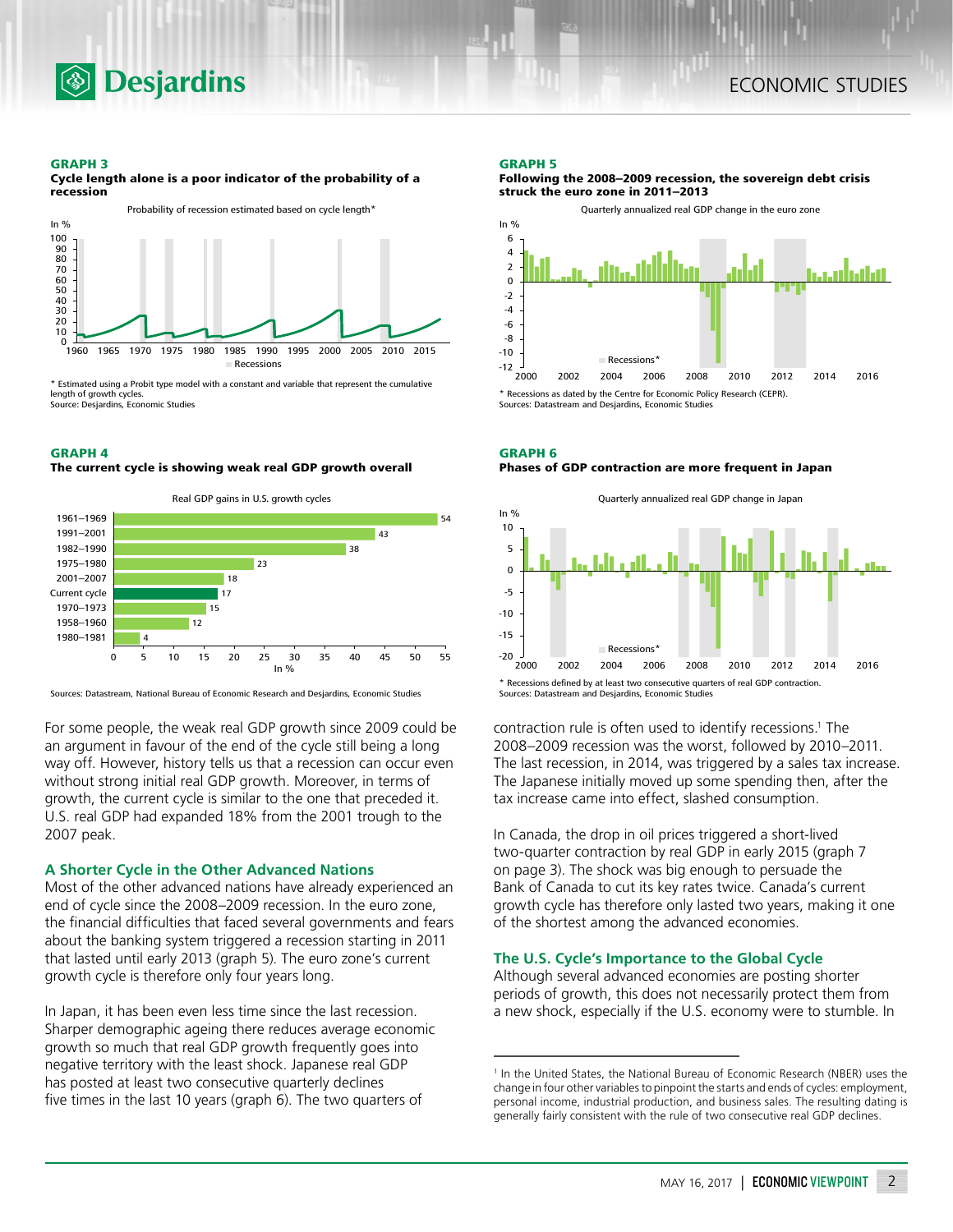**GRAPH 3**

**Cycle length alone is a poor indicator of the probability of a recession**

Probability of recession estimated based on cycle length*

* Estimated using a Probit type model with a constant and variable that represent the cumulative length of growth cycles.
Source: Desjardins, Economic Studies

**GRAPH 4**

**The current cycle is showing weak real GDP growth overall**

Real GDP gains in U.S. growth cycles

| Cycle | In % |
|---|---|
| 1961–1969 | 54 |
| 1991–2001 | 43 |
| 1982–1990 | 38 |
| 1975–1980 | 23 |
| 2001–2007 | 18 |
| Current cycle | 17 |
| 1970–1973 | 15 |
| 1958–1960 | 12 |
| 1980–1981 | 4 |

Sources: Datastream, National Bureau of Economic Research and Desjardins, Economic Studies

**GRAPH 5**

**Following the 2008–2009 recession, the sovereign debt crisis struck the euro zone in 2011–2013**

Quarterly annualized real GDP change in the euro zone

* Recessions as dated by the Centre for Economic Policy Research (CEPR).
Sources: Datastream and Desjardins, Economic Studies

**GRAPH 6**

**Phases of GDP contraction are more frequent in Japan**

Quarterly annualized real GDP change in Japan

* Recessions defined by at least two consecutive quarters of real GDP contraction.
Sources: Datastream and Desjardins, Economic Studies

For some people, the weak real GDP growth since 2009 could be an argument in favour of the end of the cycle still being a long way off. However, history tells us that a recession can occur even without strong initial real GDP growth. Moreover, in terms of growth, the current cycle is similar to the one that preceded it. U.S. real GDP had expanded 18% from the 2001 trough to the 2007 peak.

## A Shorter Cycle in the Other Advanced Nations

Most of the other advanced nations have already experienced an end of cycle since the 2008–2009 recession. In the euro zone, the financial difficulties that faced several governments and fears about the banking system triggered a recession starting in 2011 that lasted until early 2013 (graph 5). The euro zone's current growth cycle is therefore only four years long.

In Japan, it has been even less time since the last recession. Sharper demographic ageing there reduces average economic growth so much that real GDP growth frequently goes into negative territory with the least shock. Japanese real GDP has posted at least two consecutive quarterly declines five times in the last 10 years (graph 6). The two quarters of contraction rule is often used to identify recessions.[1] The 2008–2009 recession was the worst, followed by 2010–2011. The last recession, in 2014, was triggered by a sales tax increase. The Japanese initially moved up some spending then, after the tax increase came into effect, slashed consumption.

In Canada, the drop in oil prices triggered a short-lived two-quarter contraction by real GDP in early 2015 (graph 7 on page 3). The shock was big enough to persuade the Bank of Canada to cut its key rates twice. Canada's current growth cycle has therefore only lasted two years, making it one of the shortest among the advanced economies.

## The U.S. Cycle's Importance to the Global Cycle

Although several advanced economies are posting shorter periods of growth, this does not necessarily protect them from a new shock, especially if the U.S. economy were to stumble. In

[1] In the United States, the National Bureau of Economic Research (NBER) uses the change in four other variables to pinpoint the starts and ends of cycles: employment, personal income, industrial production, and business sales. The resulting dating is generally fairly consistent with the rule of two consecutive real GDP declines.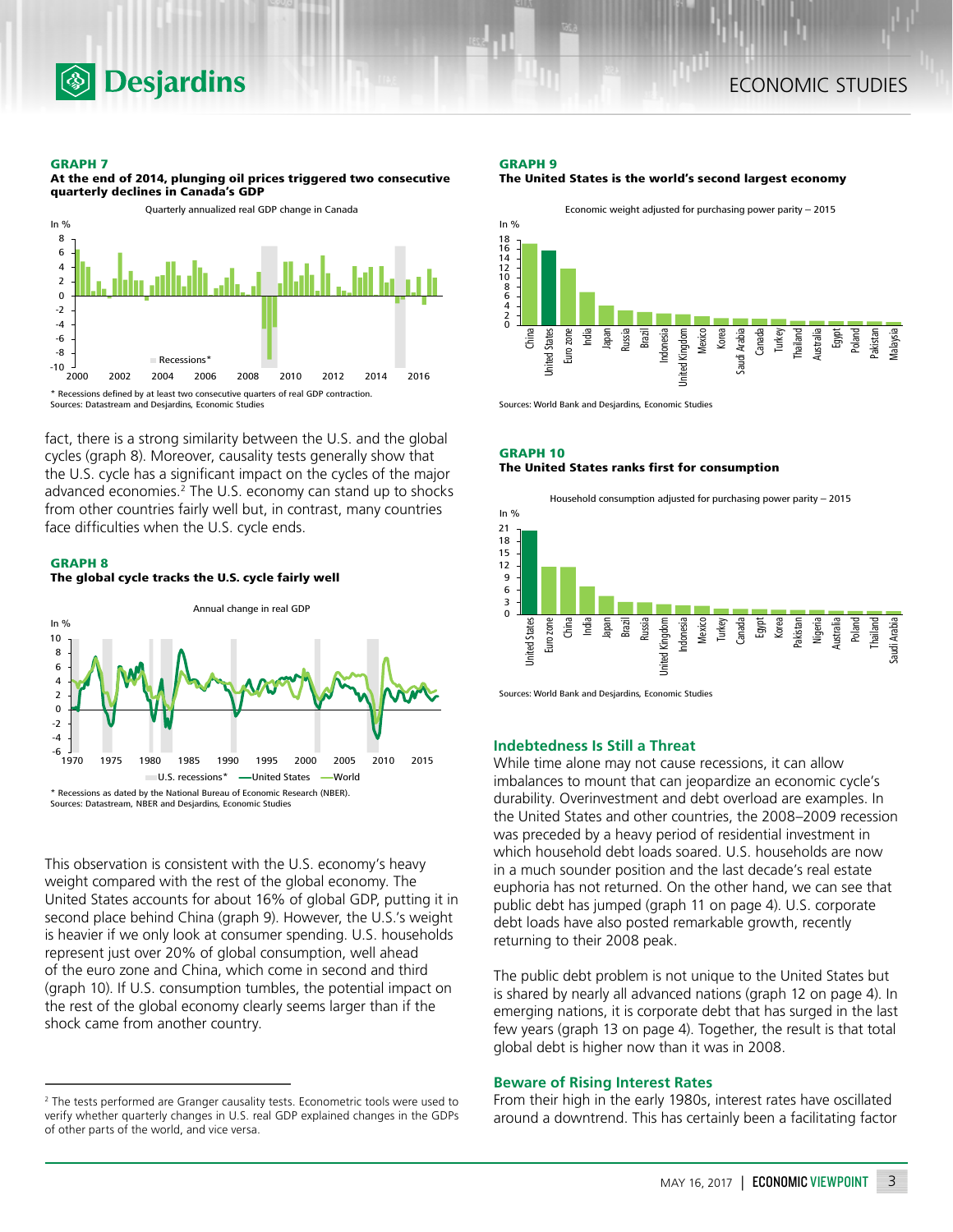**GRAPH 7**
**At the end of 2014, plunging oil prices triggered two consecutive quarterly declines in Canada's GDP**

Quarterly annualized real GDP change in Canada

* Recessions defined by at least two consecutive quarters of real GDP contraction.
Sources: Datastream and Desjardins, Economic Studies

fact, there is a strong similarity between the U.S. and the global cycles (graph 8). Moreover, causality tests generally show that the U.S. cycle has a significant impact on the cycles of the major advanced economies.[2] The U.S. economy can stand up to shocks from other countries fairly well but, in contrast, many countries face difficulties when the U.S. cycle ends.

**GRAPH 8**
**The global cycle tracks the U.S. cycle fairly well**

Annual change in real GDP

* Recessions as dated by the National Bureau of Economic Research (NBER).
Sources: Datastream, NBER and Desjardins, Economic Studies

This observation is consistent with the U.S. economy's heavy weight compared with the rest of the global economy. The United States accounts for about 16% of global GDP, putting it in second place behind China (graph 9). However, the U.S.'s weight is heavier if we only look at consumer spending. U.S. households represent just over 20% of global consumption, well ahead of the euro zone and China, which come in second and third (graph 10). If U.S. consumption tumbles, the potential impact on the rest of the global economy clearly seems larger than if the shock came from another country.

[2] The tests performed are Granger causality tests. Econometric tools were used to verify whether quarterly changes in U.S. real GDP explained changes in the GDPs of other parts of the world, and vice versa.

**GRAPH 9**
**The United States is the world's second largest economy**

Economic weight adjusted for purchasing power parity – 2015

Sources: World Bank and Desjardins, Economic Studies

**GRAPH 10**
**The United States ranks first for consumption**

Household consumption adjusted for purchasing power parity – 2015

Sources: World Bank and Desjardins, Economic Studies

### Indebtedness Is Still a Threat

While time alone may not cause recessions, it can allow imbalances to mount that can jeopardize an economic cycle's durability. Overinvestment and debt overload are examples. In the United States and other countries, the 2008–2009 recession was preceded by a heavy period of residential investment in which household debt loads soared. U.S. households are now in a much sounder position and the last decade's real estate euphoria has not returned. On the other hand, we can see that public debt has jumped (graph 11 on page 4). U.S. corporate debt loads have also posted remarkable growth, recently returning to their 2008 peak.

The public debt problem is not unique to the United States but is shared by nearly all advanced nations (graph 12 on page 4). In emerging nations, it is corporate debt that has surged in the last few years (graph 13 on page 4). Together, the result is that total global debt is higher now than it was in 2008.

### Beware of Rising Interest Rates

From their high in the early 1980s, interest rates have oscillated around a downtrend. This has certainly been a facilitating factor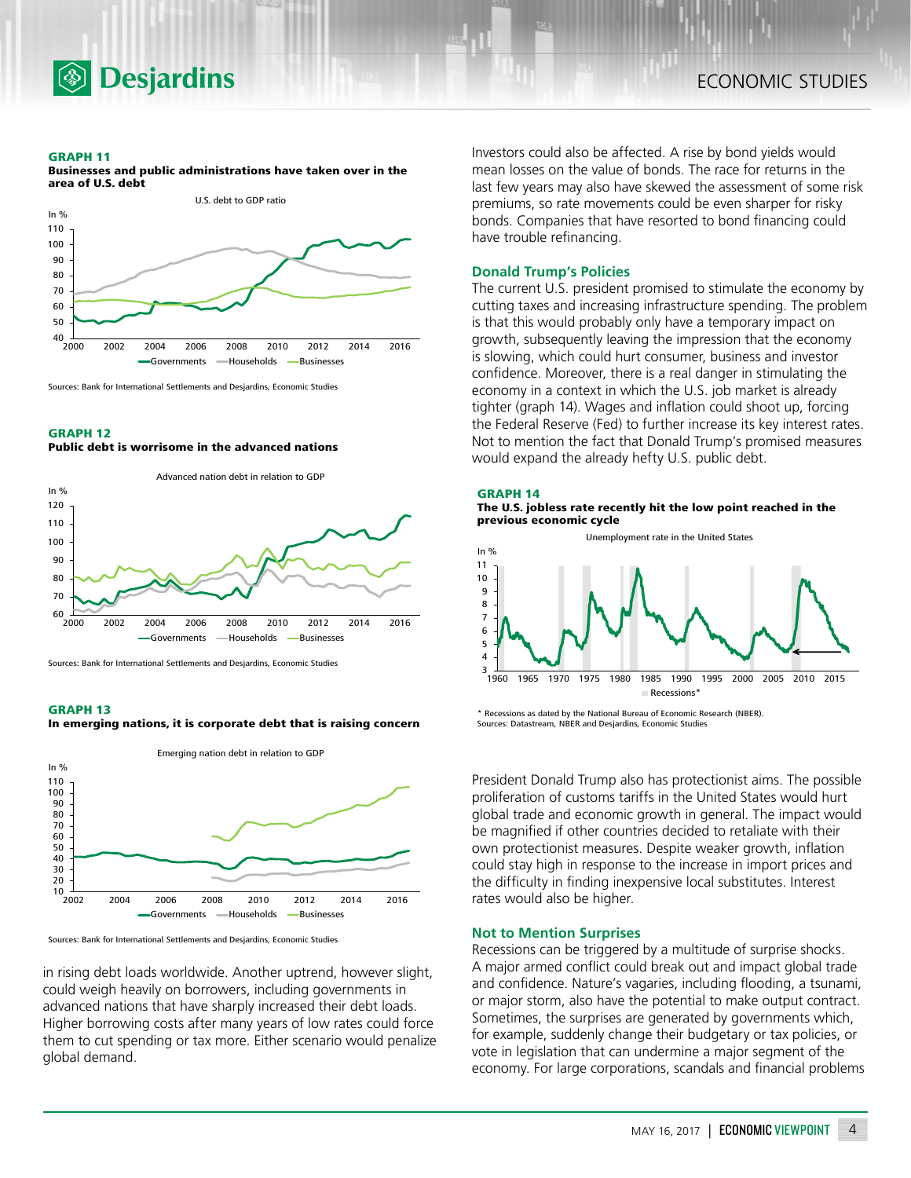**GRAPH 11**
**Businesses and public administrations have taken over in the area of U.S. debt**

U.S. debt to GDP ratio

Sources: Bank for International Settlements and Desjardins, Economic Studies

**GRAPH 12**
**Public debt is worrisome in the advanced nations**

Advanced nation debt in relation to GDP

Sources: Bank for International Settlements and Desjardins, Economic Studies

**GRAPH 13**
**In emerging nations, it is corporate debt that is raising concern**

Emerging nation debt in relation to GDP

Sources: Bank for International Settlements and Desjardins, Economic Studies

in rising debt loads worldwide. Another uptrend, however slight, could weigh heavily on borrowers, including governments in advanced nations that have sharply increased their debt loads. Higher borrowing costs after many years of low rates could force them to cut spending or tax more. Either scenario would penalize global demand.

Investors could also be affected. A rise by bond yields would mean losses on the value of bonds. The race for returns in the last few years may also have skewed the assessment of some risk premiums, so rate movements could be even sharper for risky bonds. Companies that have resorted to bond financing could have trouble refinancing.

## Donald Trump's Policies

The current U.S. president promised to stimulate the economy by cutting taxes and increasing infrastructure spending. The problem is that this would probably only have a temporary impact on growth, subsequently leaving the impression that the economy is slowing, which could hurt consumer, business and investor confidence. Moreover, there is a real danger in stimulating the economy in a context in which the U.S. job market is already tighter (graph 14). Wages and inflation could shoot up, forcing the Federal Reserve (Fed) to further increase its key interest rates. Not to mention the fact that Donald Trump's promised measures would expand the already hefty U.S. public debt.

**GRAPH 14**
**The U.S. jobless rate recently hit the low point reached in the previous economic cycle**

Unemployment rate in the United States

* Recessions as dated by the National Bureau of Economic Research (NBER).
Sources: Datastream, NBER and Desjardins, Economic Studies

President Donald Trump also has protectionist aims. The possible proliferation of customs tariffs in the United States would hurt global trade and economic growth in general. The impact would be magnified if other countries decided to retaliate with their own protectionist measures. Despite weaker growth, inflation could stay high in response to the increase in import prices and the difficulty in finding inexpensive local substitutes. Interest rates would also be higher.

## Not to Mention Surprises

Recessions can be triggered by a multitude of surprise shocks. A major armed conflict could break out and impact global trade and confidence. Nature's vagaries, including flooding, a tsunami, or major storm, also have the potential to make output contract. Sometimes, the surprises are generated by governments which, for example, suddenly change their budgetary or tax policies, or vote in legislation that can undermine a major segment of the economy. For large corporations, scandals and financial problems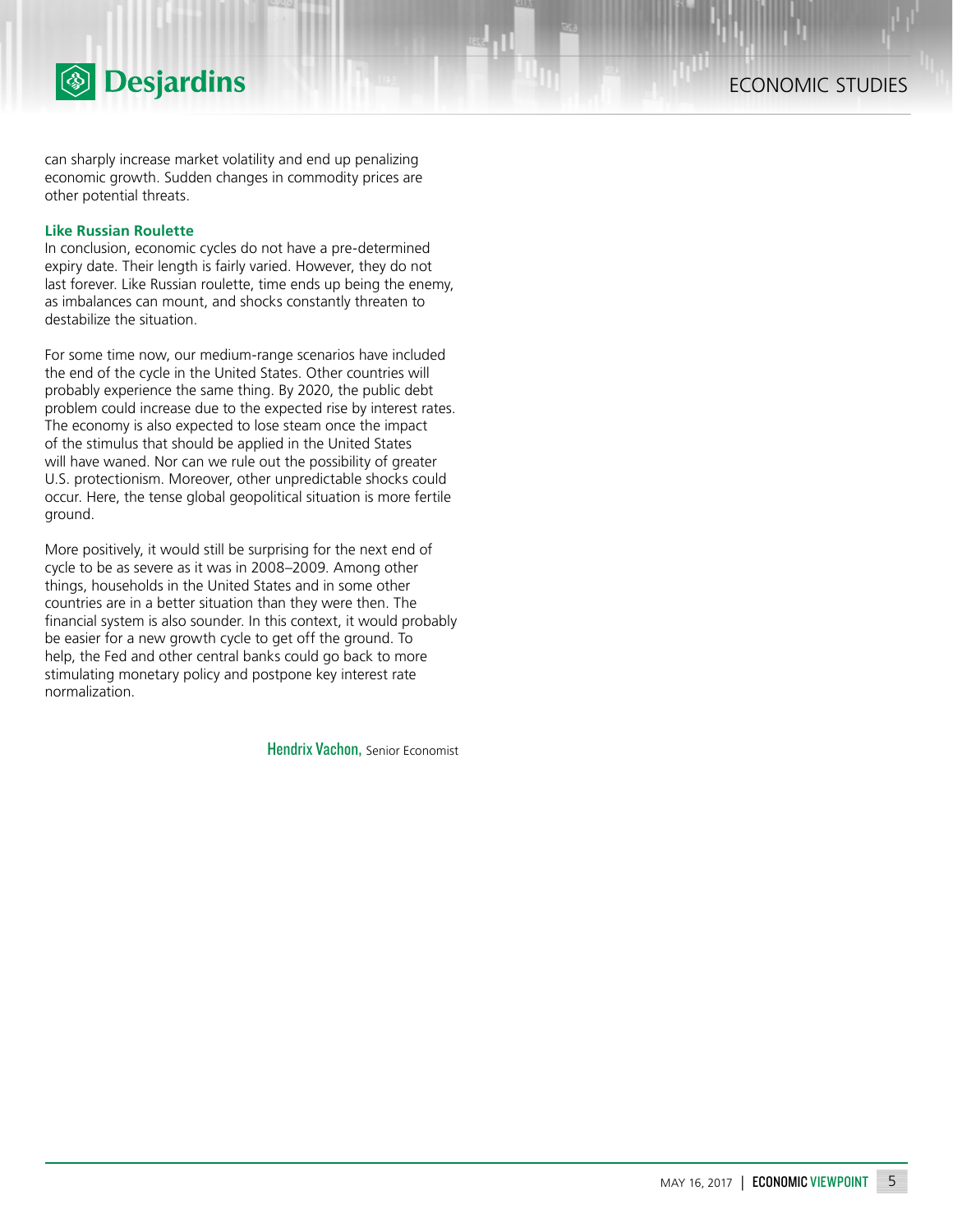can sharply increase market volatility and end up penalizing economic growth. Sudden changes in commodity prices are other potential threats.

### Like Russian Roulette

In conclusion, economic cycles do not have a pre-determined expiry date. Their length is fairly varied. However, they do not last forever. Like Russian roulette, time ends up being the enemy, as imbalances can mount, and shocks constantly threaten to destabilize the situation.

For some time now, our medium-range scenarios have included the end of the cycle in the United States. Other countries will probably experience the same thing. By 2020, the public debt problem could increase due to the expected rise by interest rates. The economy is also expected to lose steam once the impact of the stimulus that should be applied in the United States will have waned. Nor can we rule out the possibility of greater U.S. protectionism. Moreover, other unpredictable shocks could occur. Here, the tense global geopolitical situation is more fertile ground.

More positively, it would still be surprising for the next end of cycle to be as severe as it was in 2008–2009. Among other things, households in the United States and in some other countries are in a better situation than they were then. The financial system is also sounder. In this context, it would probably be easier for a new growth cycle to get off the ground. To help, the Fed and other central banks could go back to more stimulating monetary policy and postpone key interest rate normalization.

**Hendrix Vachon,** Senior Economist